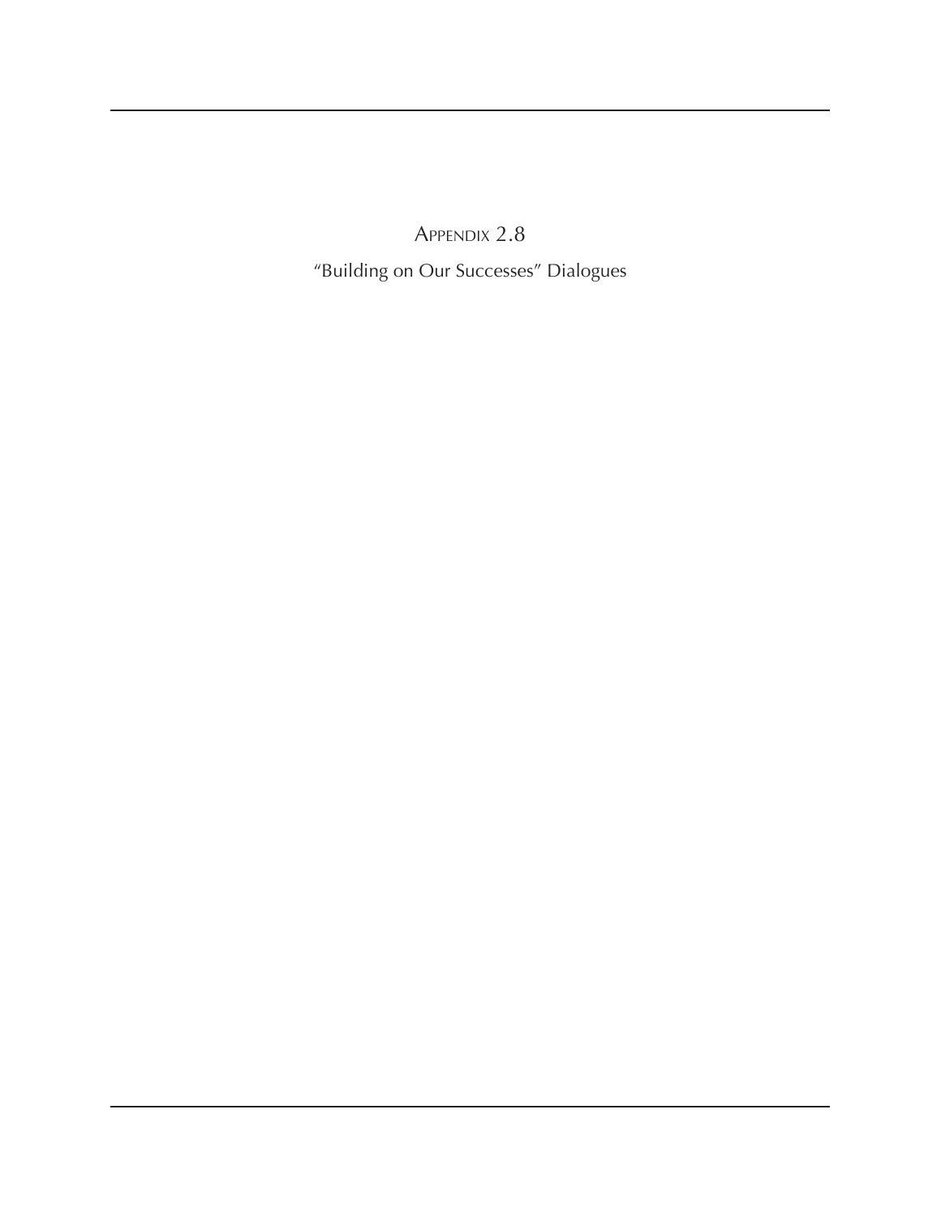# Appendix 2.8

"Building on Our Successes" Dialogues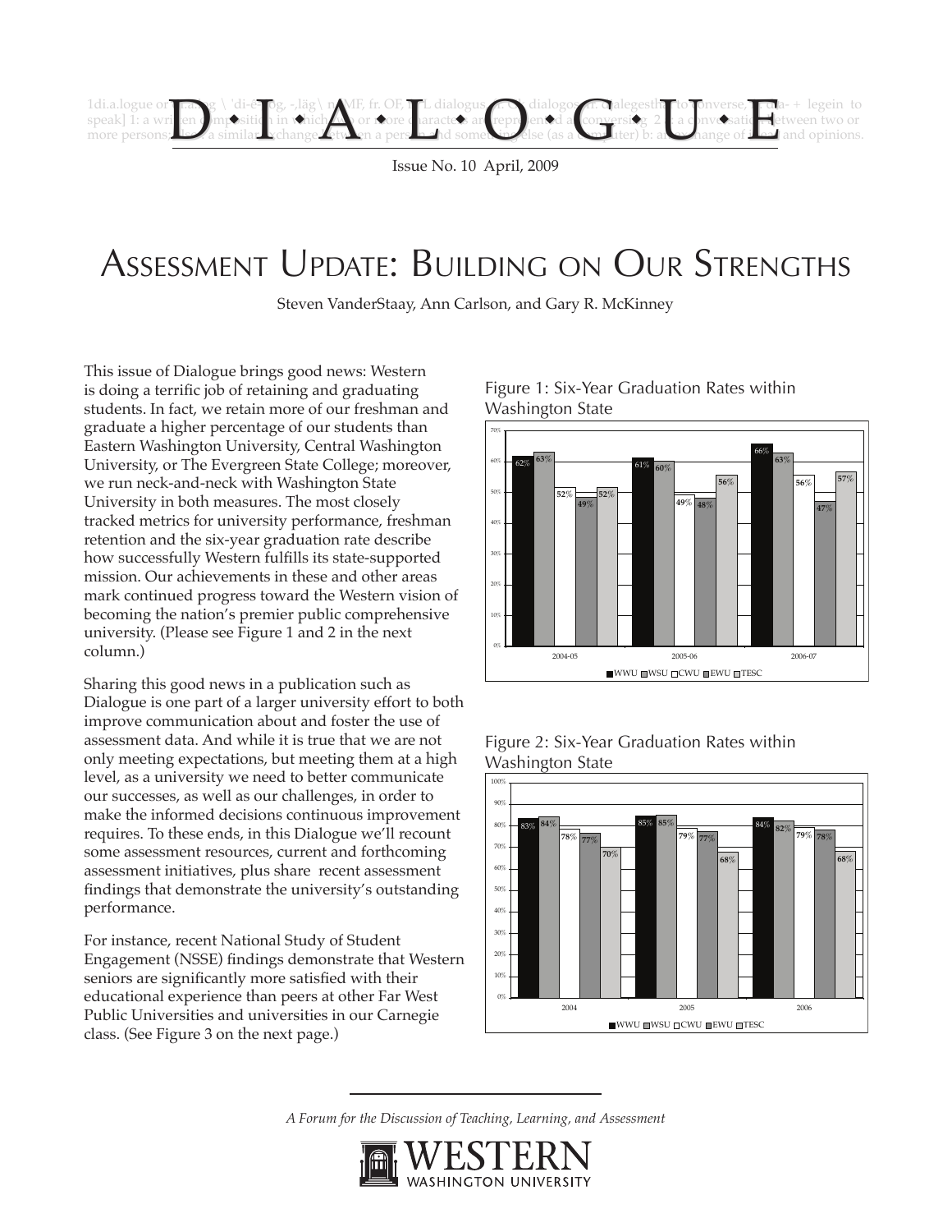# D·I·A·L·O·G·U·E

1di.a.logue or dialog \ 'di-ə-,lȯg, -,läg\ n [ME, fr. OF, fr. L dialogus, fr. Gk dialogos, fr. dialegesthai to converse, fr. dia- + legein to speak] 1: a written composition in which two or more characters are represented as conversing 2 a: a conversation between two or more persons; also: a similar exchange between a person and something else (as a computer) b: an exchange of ideas and opinions.

Issue No. 10 April, 2009

# Assessment Update: Building on Our Strengths

Steven VanderStaay, Ann Carlson, and Gary R. McKinney

This issue of Dialogue brings good news: Western is doing a terrific job of retaining and graduating students. In fact, we retain more of our freshman and graduate a higher percentage of our students than Eastern Washington University, Central Washington University, or The Evergreen State College; moreover, we run neck-and-neck with Washington State University in both measures. The most closely tracked metrics for university performance, freshman retention and the six-year graduation rate describe how successfully Western fulfills its state-supported mission. Our achievements in these and other areas mark continued progress toward the Western vision of becoming the nation's premier public comprehensive university. (Please see Figure 1 and 2 in the next column.)

Sharing this good news in a publication such as Dialogue is one part of a larger university effort to both improve communication about and foster the use of assessment data. And while it is true that we are not only meeting expectations, but meeting them at a high level, as a university we need to better communicate our successes, as well as our challenges, in order to make the informed decisions continuous improvement requires. To these ends, in this Dialogue we'll recount some assessment resources, current and forthcoming assessment initiatives, plus share recent assessment findings that demonstrate the university's outstanding performance.

For instance, recent National Study of Student Engagement (NSSE) findings demonstrate that Western seniors are significantly more satisfied with their educational experience than peers at other Far West Public Universities and universities in our Carnegie class. (See Figure 3 on the next page.)

Figure 1: Six-Year Graduation Rates within Washington State

| | WWU | WSU | CWU | EWU | TESC |
|---|---|---|---|---|---|
| 2004-05 | 62% | 63% | 52% | 49% | 52% |
| 2005-06 | 61% | 60% | 49% | 48% | 56% |
| 2006-07 | 66% | 63% | 56% | 47% | 57% |

Figure 2: Six-Year Graduation Rates within Washington State

| | WWU | WSU | CWU | EWU | TESC |
|---|---|---|---|---|---|
| 2004 | 83% | 84% | 78% | 77% | 70% |
| 2005 | 85% | 85% | 79% | 77% | 68% |
| 2006 | 84% | 82% | 79% | 78% | 68% |

*A Forum for the Discussion of Teaching, Learning, and Assessment*

WESTERN WASHINGTON UNIVERSITY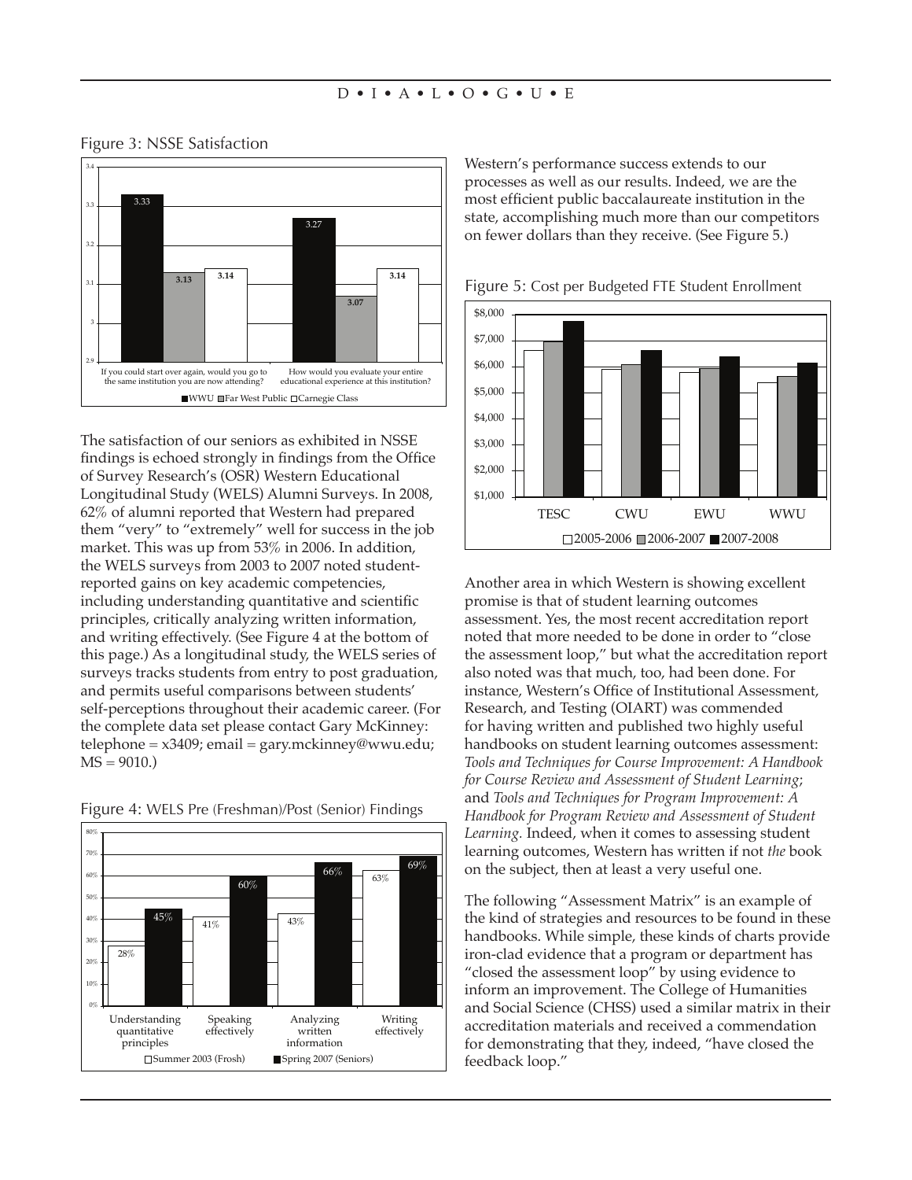Figure 3: NSSE Satisfaction

| | WWU | Far West Public | Carnegie Class |
|---|---|---|---|
| If you could start over again, would you go to the same institution you are now attending? | 3.33 | 3.13 | 3.14 |
| How would you evaluate your entire educational experience at this institution? | 3.27 | 3.07 | 3.14 |

The satisfaction of our seniors as exhibited in NSSE findings is echoed strongly in findings from the Office of Survey Research's (OSR) Western Educational Longitudinal Study (WELS) Alumni Surveys. In 2008, 62% of alumni reported that Western had prepared them "very" to "extremely" well for success in the job market. This was up from 53% in 2006. In addition, the WELS surveys from 2003 to 2007 noted student-reported gains on key academic competencies, including understanding quantitative and scientific principles, critically analyzing written information, and writing effectively. (See Figure 4 at the bottom of this page.) As a longitudinal study, the WELS series of surveys tracks students from entry to post graduation, and permits useful comparisons between students' self-perceptions throughout their academic career. (For the complete data set please contact Gary McKinney: telephone = x3409; email = gary.mckinney@wwu.edu; MS = 9010.)

Figure 4: WELS Pre (Freshman)/Post (Senior) Findings

| | Summer 2003 (Frosh) | Spring 2007 (Seniors) |
|---|---|---|
| Understanding quantitative principles | 28% | 45% |
| Speaking effectively | 41% | 60% |
| Analyzing written information | 43% | 66% |
| Writing effectively | 63% | 69% |

Western's performance success extends to our processes as well as our results. Indeed, we are the most efficient public baccalaureate institution in the state, accomplishing much more than our competitors on fewer dollars than they receive. (See Figure 5.)

Figure 5: Cost per Budgeted FTE Student Enrollment

| | 2005-2006 | 2006-2007 | 2007-2008 |
|---|---|---|---|
| TESC | | | |
| CWU | | | |
| EWU | | | |
| WWU | | | |

Another area in which Western is showing excellent promise is that of student learning outcomes assessment. Yes, the most recent accreditation report noted that more needed to be done in order to "close the assessment loop," but what the accreditation report also noted was that much, too, had been done. For instance, Western's Office of Institutional Assessment, Research, and Testing (OIART) was commended for having written and published two highly useful handbooks on student learning outcomes assessment: *Tools and Techniques for Course Improvement: A Handbook for Course Review and Assessment of Student Learning*; and *Tools and Techniques for Program Improvement: A Handbook for Program Review and Assessment of Student Learning*. Indeed, when it comes to assessing student learning outcomes, Western has written if not *the* book on the subject, then at least a very useful one.

The following "Assessment Matrix" is an example of the kind of strategies and resources to be found in these handbooks. While simple, these kinds of charts provide iron-clad evidence that a program or department has "closed the assessment loop" by using evidence to inform an improvement. The College of Humanities and Social Science (CHSS) used a similar matrix in their accreditation materials and received a commendation for demonstrating that they, indeed, "have closed the feedback loop."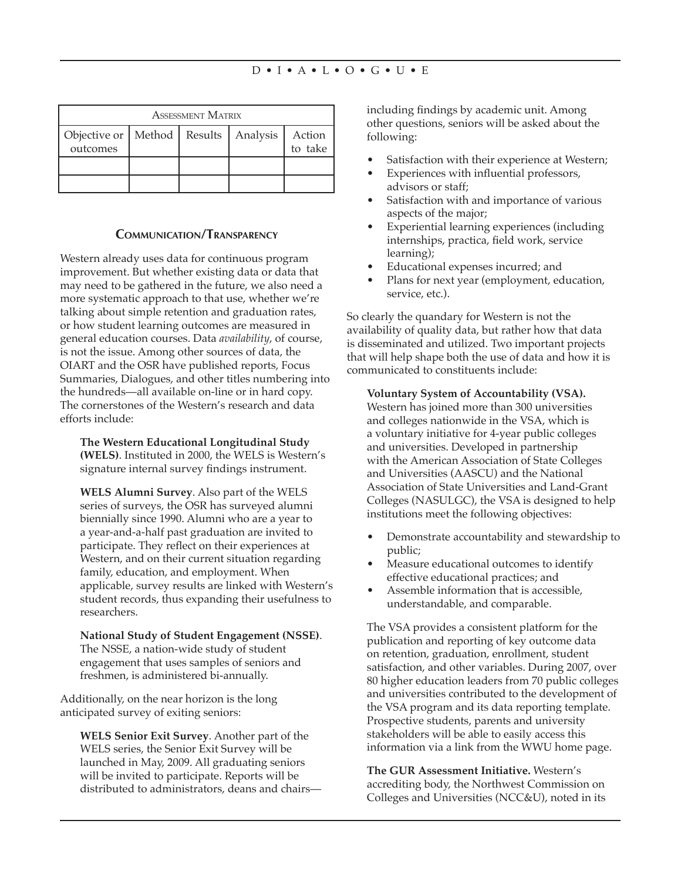| Assessment Matrix | | | | |
|---|---|---|---|---|
| Objective or outcomes | Method | Results | Analysis | Action to take |
| | | | | |
| | | | | |

## Communication/Transparency

Western already uses data for continuous program improvement. But whether existing data or data that may need to be gathered in the future, we also need a more systematic approach to that use, whether we're talking about simple retention and graduation rates, or how student learning outcomes are measured in general education courses. Data *availability*, of course, is not the issue. Among other sources of data, the OIART and the OSR have published reports, Focus Summaries, Dialogues, and other titles numbering into the hundreds—all available on-line or in hard copy. The cornerstones of the Western's research and data efforts include:

**The Western Educational Longitudinal Study (WELS)**. Instituted in 2000, the WELS is Western's signature internal survey findings instrument.

**WELS Alumni Survey**. Also part of the WELS series of surveys, the OSR has surveyed alumni biennially since 1990. Alumni who are a year to a year-and-a-half past graduation are invited to participate. They reflect on their experiences at Western, and on their current situation regarding family, education, and employment. When applicable, survey results are linked with Western's student records, thus expanding their usefulness to researchers.

**National Study of Student Engagement (NSSE)**. The NSSE, a nation-wide study of student engagement that uses samples of seniors and freshmen, is administered bi-annually.

Additionally, on the near horizon is the long anticipated survey of exiting seniors:

**WELS Senior Exit Survey**. Another part of the WELS series, the Senior Exit Survey will be launched in May, 2009. All graduating seniors will be invited to participate. Reports will be distributed to administrators, deans and chairs—including findings by academic unit. Among other questions, seniors will be asked about the following:

- Satisfaction with their experience at Western;
- Experiences with influential professors, advisors or staff;
- Satisfaction with and importance of various aspects of the major;
- Experiential learning experiences (including internships, practica, field work, service learning);
- Educational expenses incurred; and
- Plans for next year (employment, education, service, etc.).

So clearly the quandary for Western is not the availability of quality data, but rather how that data is disseminated and utilized. Two important projects that will help shape both the use of data and how it is communicated to constituents include:

**Voluntary System of Accountability (VSA).** Western has joined more than 300 universities and colleges nationwide in the VSA, which is a voluntary initiative for 4-year public colleges and universities. Developed in partnership with the American Association of State Colleges and Universities (AASCU) and the National Association of State Universities and Land-Grant Colleges (NASULGC), the VSA is designed to help institutions meet the following objectives:

- Demonstrate accountability and stewardship to public;
- Measure educational outcomes to identify effective educational practices; and
- Assemble information that is accessible, understandable, and comparable.

The VSA provides a consistent platform for the publication and reporting of key outcome data on retention, graduation, enrollment, student satisfaction, and other variables. During 2007, over 80 higher education leaders from 70 public colleges and universities contributed to the development of the VSA program and its data reporting template. Prospective students, parents and university stakeholders will be able to easily access this information via a link from the WWU home page.

**The GUR Assessment Initiative.** Western's accrediting body, the Northwest Commission on Colleges and Universities (NCC&U), noted in its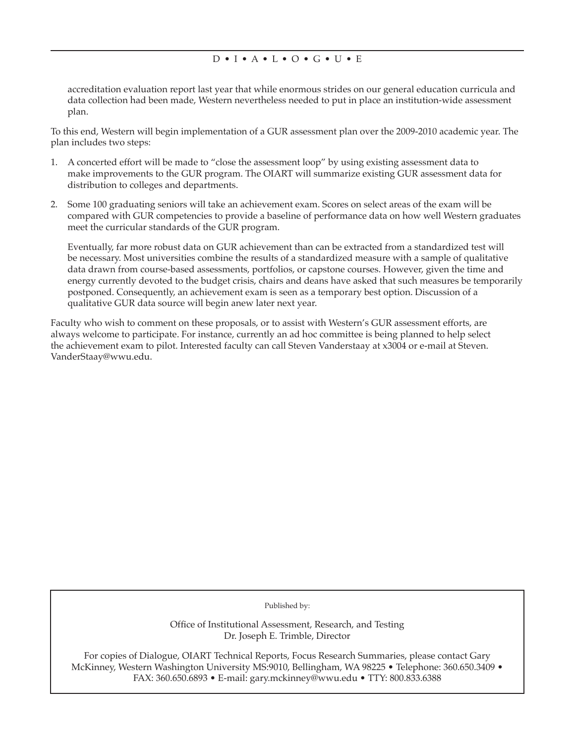accreditation evaluation report last year that while enormous strides on our general education curricula and data collection had been made, Western nevertheless needed to put in place an institution-wide assessment plan.

To this end, Western will begin implementation of a GUR assessment plan over the 2009-2010 academic year. The plan includes two steps:

1. A concerted effort will be made to "close the assessment loop" by using existing assessment data to make improvements to the GUR program. The OIART will summarize existing GUR assessment data for distribution to colleges and departments.

2. Some 100 graduating seniors will take an achievement exam. Scores on select areas of the exam will be compared with GUR competencies to provide a baseline of performance data on how well Western graduates meet the curricular standards of the GUR program.

   Eventually, far more robust data on GUR achievement than can be extracted from a standardized test will be necessary. Most universities combine the results of a standardized measure with a sample of qualitative data drawn from course-based assessments, portfolios, or capstone courses. However, given the time and energy currently devoted to the budget crisis, chairs and deans have asked that such measures be temporarily postponed. Consequently, an achievement exam is seen as a temporary best option. Discussion of a qualitative GUR data source will begin anew later next year.

Faculty who wish to comment on these proposals, or to assist with Western's GUR assessment efforts, are always welcome to participate. For instance, currently an ad hoc committee is being planned to help select the achievement exam to pilot. Interested faculty can call Steven Vanderstaay at x3004 or e-mail at Steven.VanderStaay@wwu.edu.

Published by:

Office of Institutional Assessment, Research, and Testing
Dr. Joseph E. Trimble, Director

For copies of Dialogue, OIART Technical Reports, Focus Research Summaries, please contact Gary McKinney, Western Washington University MS:9010, Bellingham, WA 98225 • Telephone: 360.650.3409 • FAX: 360.650.6893 • E-mail: gary.mckinney@wwu.edu • TTY: 800.833.6388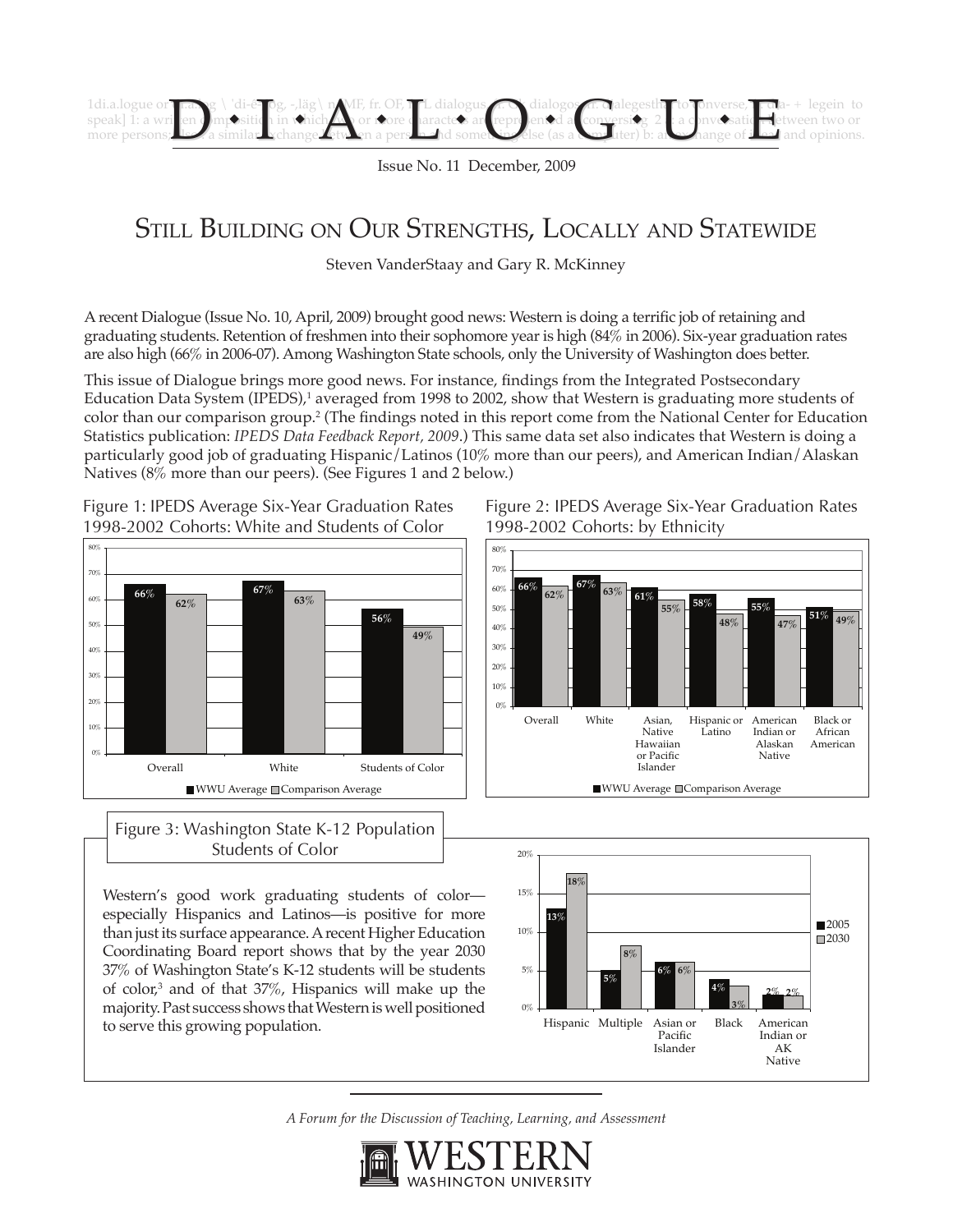# D·I·A·L·O·G·U·E

Issue No. 11 December, 2009

## Still Building on Our Strengths, Locally and Statewide

Steven VanderStaay and Gary R. McKinney

A recent Dialogue (Issue No. 10, April, 2009) brought good news: Western is doing a terrific job of retaining and graduating students. Retention of freshmen into their sophomore year is high (84% in 2006). Six-year graduation rates are also high (66% in 2006-07). Among Washington State schools, only the University of Washington does better.

This issue of Dialogue brings more good news. For instance, findings from the Integrated Postsecondary Education Data System (IPEDS),[1] averaged from 1998 to 2002, show that Western is graduating more students of color than our comparison group.[2] (The findings noted in this report come from the National Center for Education Statistics publication: *IPEDS Data Feedback Report, 2009*.) This same data set also indicates that Western is doing a particularly good job of graduating Hispanic/Latinos (10% more than our peers), and American Indian/Alaskan Natives (8% more than our peers). (See Figures 1 and 2 below.)

Figure 1: IPEDS Average Six-Year Graduation Rates 1998-2002 Cohorts: White and Students of Color

| | WWU Average | Comparison Average |
|---|---|---|
| Overall | 66% | 62% |
| White | 67% | 63% |
| Students of Color | 56% | 49% |

Figure 2: IPEDS Average Six-Year Graduation Rates 1998-2002 Cohorts: by Ethnicity

| | WWU Average | Comparison Average |
|---|---|---|
| Overall | 66% | 62% |
| White | 67% | 63% |
| Asian, Native Hawaiian or Pacific Islander | 61% | 55% |
| Hispanic or Latino | 58% | 48% |
| American Indian or Alaskan Native | 55% | 47% |
| Black or African American | 51% | 49% |

Figure 3: Washington State K-12 Population Students of Color

Western's good work graduating students of color—especially Hispanics and Latinos—is positive for more than just its surface appearance. A recent Higher Education Coordinating Board report shows that by the year 2030 37% of Washington State's K-12 students will be students of color,[3] and of that 37%, Hispanics will make up the majority. Past success shows that Western is well positioned to serve this growing population.

| | 2005 | 2030 |
|---|---|---|
| Hispanic | 13% | 18% |
| Multiple | 5% | 8% |
| Asian or Pacific Islander | 6% | 6% |
| Black | 4% | 3% |
| American Indian or AK Native | 2% | 2% |

*A Forum for the Discussion of Teaching, Learning, and Assessment*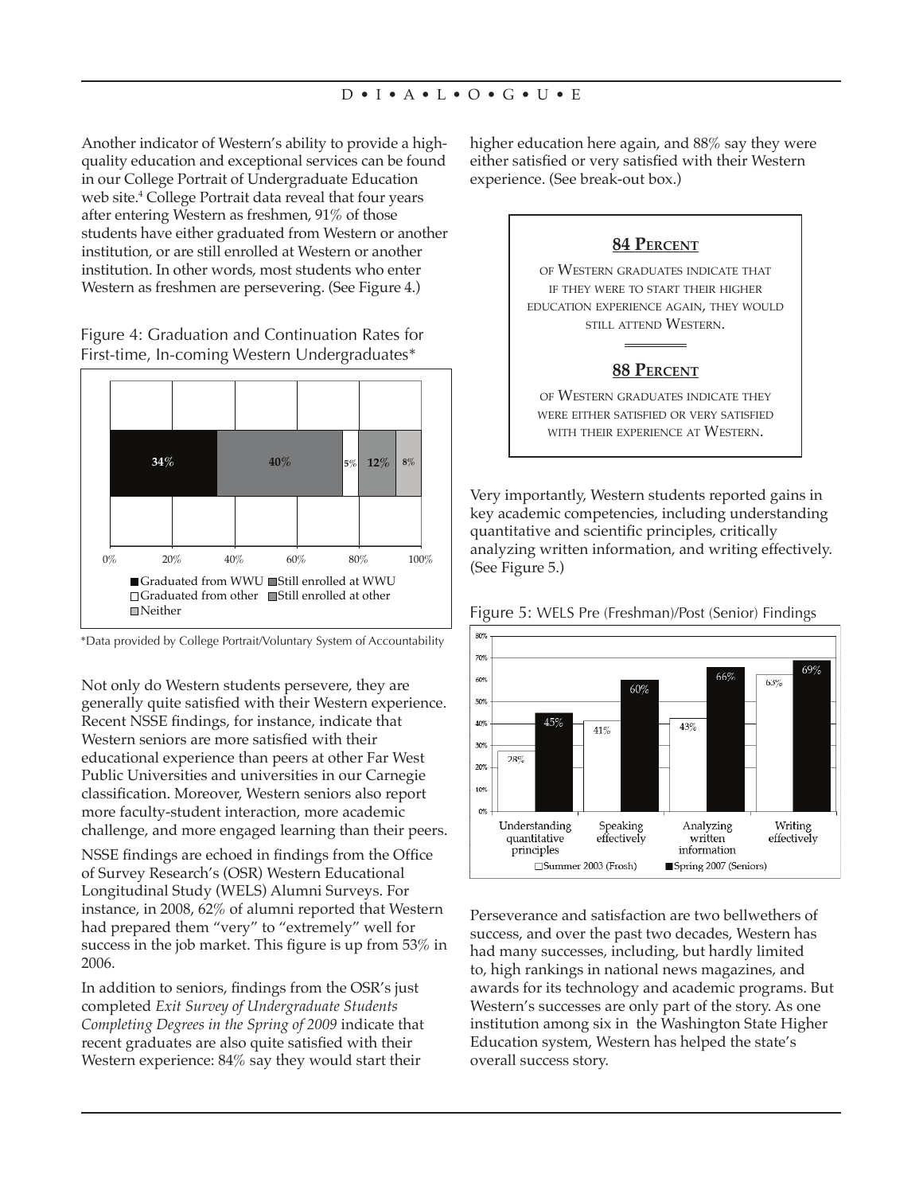Another indicator of Western's ability to provide a high-quality education and exceptional services can be found in our College Portrait of Undergraduate Education web site.[4] College Portrait data reveal that four years after entering Western as freshmen, 91% of those students have either graduated from Western or another institution, or are still enrolled at Western or another institution. In other words, most students who enter Western as freshmen are persevering. (See Figure 4.)

Figure 4: Graduation and Continuation Rates for First-time, In-coming Western Undergraduates*

| Graduated from WWU | Still enrolled at WWU | Graduated from other | Still enrolled at other | Neither |
|---|---|---|---|---|
| 34% | 40% | 5% | 12% | 8% |

*Data provided by College Portrait/Voluntary System of Accountability

Not only do Western students persevere, they are generally quite satisfied with their Western experience. Recent NSSE findings, for instance, indicate that Western seniors are more satisfied with their educational experience than peers at other Far West Public Universities and universities in our Carnegie classification. Moreover, Western seniors also report more faculty-student interaction, more academic challenge, and more engaged learning than their peers.

NSSE findings are echoed in findings from the Office of Survey Research's (OSR) Western Educational Longitudinal Study (WELS) Alumni Surveys. For instance, in 2008, 62% of alumni reported that Western had prepared them "very" to "extremely" well for success in the job market. This figure is up from 53% in 2006.

In addition to seniors, findings from the OSR's just completed *Exit Survey of Undergraduate Students Completing Degrees in the Spring of 2009* indicate that recent graduates are also quite satisfied with their Western experience: 84% say they would start their higher education here again, and 88% say they were either satisfied or very satisfied with their Western experience. (See break-out box.)

> **84 PERCENT**
>
> OF WESTERN GRADUATES INDICATE THAT IF THEY WERE TO START THEIR HIGHER EDUCATION EXPERIENCE AGAIN, THEY WOULD STILL ATTEND WESTERN.
>
> **88 PERCENT**
>
> OF WESTERN GRADUATES INDICATE THEY WERE EITHER SATISFIED OR VERY SATISFIED WITH THEIR EXPERIENCE AT WESTERN.

Very importantly, Western students reported gains in key academic competencies, including understanding quantitative and scientific principles, critically analyzing written information, and writing effectively. (See Figure 5.)

Figure 5: WELS Pre (Freshman)/Post (Senior) Findings

| | Summer 2003 (Frosh) | Spring 2007 (Seniors) |
|---|---|---|
| Understanding quantitative principles | 28% | 45% |
| Speaking effectively | 41% | 60% |
| Analyzing written information | 43% | 66% |
| Writing effectively | 63% | 69% |

Perseverance and satisfaction are two bellwethers of success, and over the past two decades, Western has had many successes, including, but hardly limited to, high rankings in national news magazines, and awards for its technology and academic programs. But Western's successes are only part of the story. As one institution among six in the Washington State Higher Education system, Western has helped the state's overall success story.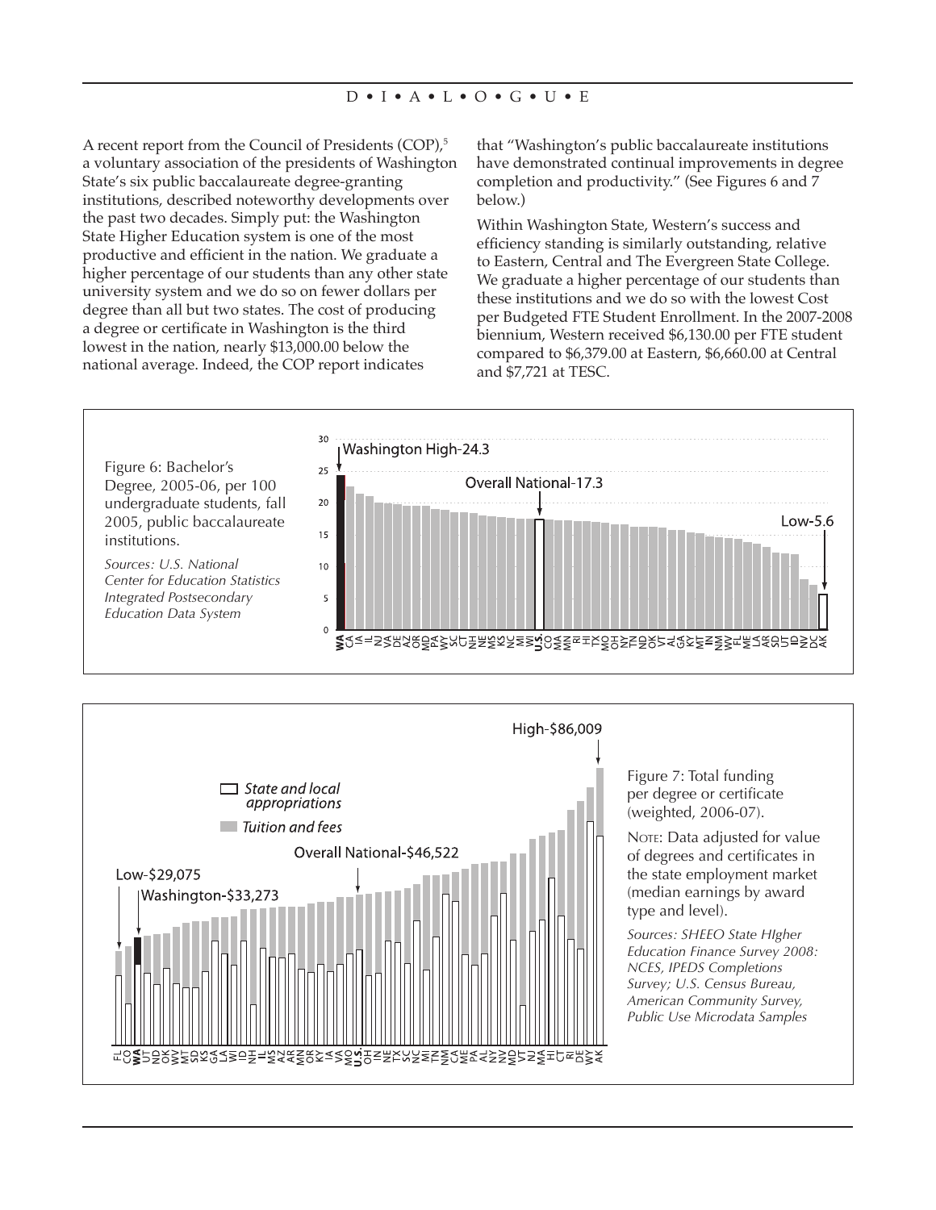A recent report from the Council of Presidents (COP),[5] a voluntary association of the presidents of Washington State's six public baccalaureate degree-granting institutions, described noteworthy developments over the past two decades. Simply put: the Washington State Higher Education system is one of the most productive and efficient in the nation. We graduate a higher percentage of our students than any other state university system and we do so on fewer dollars per degree than all but two states. The cost of producing a degree or certificate in Washington is the third lowest in the nation, nearly $13,000.00 below the national average. Indeed, the COP report indicates that "Washington's public baccalaureate institutions have demonstrated continual improvements in degree completion and productivity." (See Figures 6 and 7 below.)

Within Washington State, Western's success and efficiency standing is similarly outstanding, relative to Eastern, Central and The Evergreen State College. We graduate a higher percentage of our students than these institutions and we do so with the lowest Cost per Budgeted FTE Student Enrollment. In the 2007-2008 biennium, Western received $6,130.00 per FTE student compared to $6,379.00 at Eastern, $6,660.00 at Central and $7,721 at TESC.

Figure 6: Bachelor's Degree, 2005-06, per 100 undergraduate students, fall 2005, public baccalaureate institutions.

*Sources: U.S. National Center for Education Statistics Integrated Postsecondary Education Data System*

Figure 7: Total funding per degree or certificate (weighted, 2006-07).

Note: Data adjusted for value of degrees and certificates in the state employment market (median earnings by award type and level).

*Sources: SHEEO State HIgher Education Finance Survey 2008: NCES, IPEDS Completions Survey; U.S. Census Bureau, American Community Survey, Public Use Microdata Samples*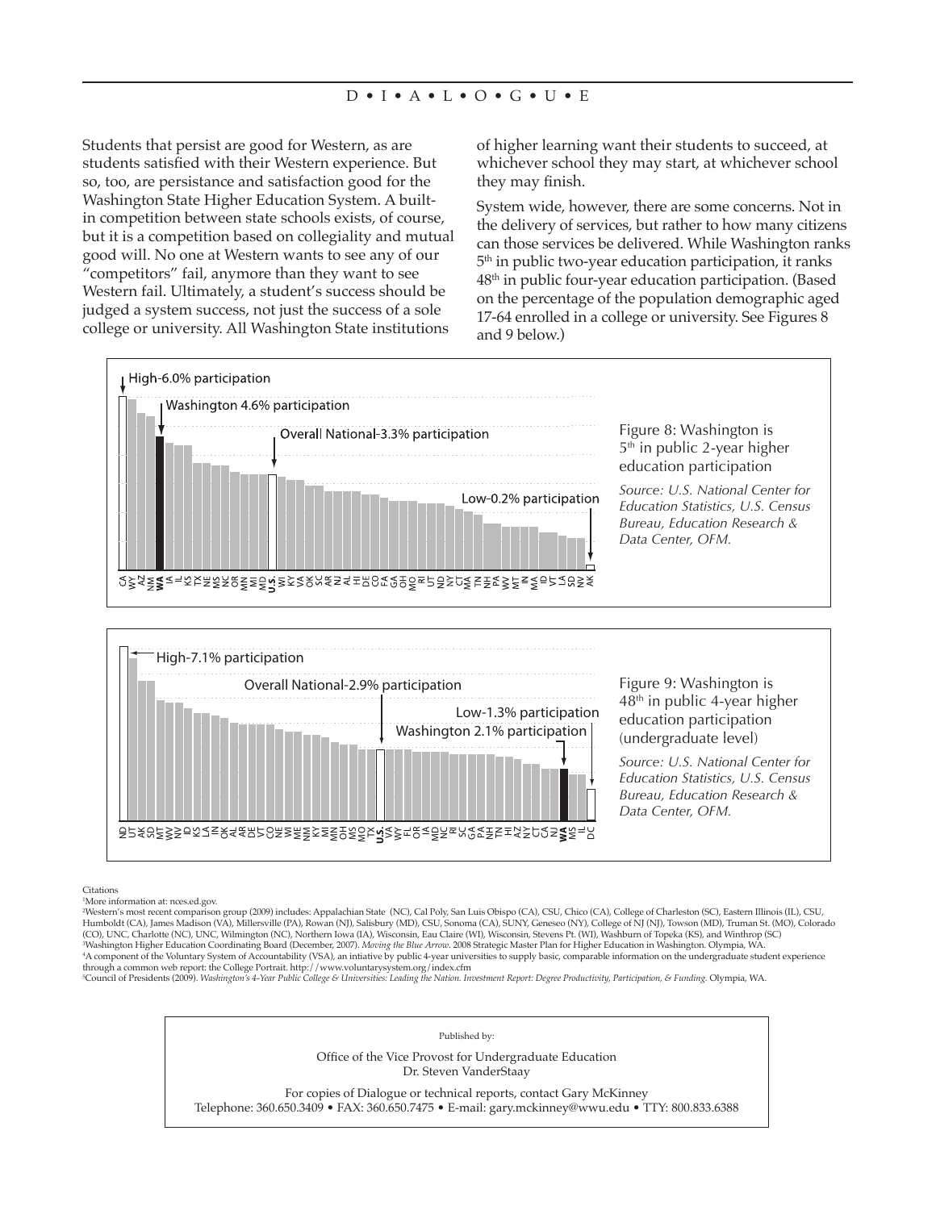Students that persist are good for Western, as are students satisfied with their Western experience. But so, too, are persistance and satisfaction good for the Washington State Higher Education System. A built-in competition between state schools exists, of course, but it is a competition based on collegiality and mutual good will. No one at Western wants to see any of our "competitors" fail, anymore than they want to see Western fail. Ultimately, a student's success should be judged a system success, not just the success of a sole college or university. All Washington State institutions of higher learning want their students to succeed, at whichever school they may start, at whichever school they may finish.

System wide, however, there are some concerns. Not in the delivery of services, but rather to how many citizens can those services be delivered. While Washington ranks 5th in public two-year education participation, it ranks 48th in public four-year education participation. (Based on the percentage of the population demographic aged 17-64 enrolled in a college or university. See Figures 8 and 9 below.)

High-6.0% participation

Washington 4.6% participation

Overall National-3.3% participation

Low-0.2% participation

CA WY AZ NM **WA** IA IL KS TX NE MS NC OR MN MI MD **U.S.** WI KY VA OK SC AR NJ AL HI DE CO FA GA OH MO RI UT ND NY CT MA TN NH PA WV MT IN MA ID VT LA SD NV AK

Figure 8: Washington is 5th in public 2-year higher education participation

*Source: U.S. National Center for Education Statistics, U.S. Census Bureau, Education Research & Data Center, OFM.*

High-7.1% participation

Overall National-2.9% participation

Low-1.3% participation

Washington 2.1% participation

ND UT AK SD MT WV NV ID KS LA IN OK AL AR DE VT CO NE WI ME NM KY MN OH MS MO TX **U.S.** VA WY FL OR IA MD NC RI SC GA PA NH TN HI AZ NY CT CA NJ **WA** MS IL DC

Figure 9: Washington is 48th in public 4-year higher education participation (undergraduate level)

*Source: U.S. National Center for Education Statistics, U.S. Census Bureau, Education Research & Data Center, OFM.*

Citations

[1]More information at: nces.ed.gov.

[2]Western's most recent comparison group (2009) includes: Appalachian State (NC), Cal Poly, San Luis Obispo (CA), CSU, Chico (CA), College of Charleston (SC), Eastern Illinois (IL), CSU, Humboldt (CA), James Madison (VA), Millersville (PA), Rowan (NJ), Salisbury (MD), CSU, Sonoma (CA), SUNY, Geneseo (NY), College of NJ (NJ), Towson (MD), Truman St. (MO), Colorado (CO), UNC, Charlotte (NC), UNC, Wilmington (NC), Northern Iowa (IA), Wisconsin, Eau Claire (WI), Wisconsin, Stevens Pt. (WI), Washburn of Topeka (KS), and Winthrop (SC)

[3]Washington Higher Education Coordinating Board (December, 2007). *Moving the Blue Arrow*. 2008 Strategic Master Plan for Higher Education in Washington. Olympia, WA.

[4]A component of the Voluntary System of Accountability (VSA), an intiative by public 4-year universities to supply basic, comparable information on the undergraduate student experience through a common web report: the College Portrait. http://www.voluntarysystem.org/index.cfm

[5]Council of Presidents (2009). *Washington's 4-Year Public College & Universities: Leading the Nation. Investment Report: Degree Productivity, Participation, & Funding.* Olympia, WA.

Published by:

Office of the Vice Provost for Undergraduate Education
Dr. Steven VanderStaay

For copies of Dialogue or technical reports, contact Gary McKinney
Telephone: 360.650.3409 • FAX: 360.650.7475 • E-mail: gary.mckinney@wwu.edu • TTY: 800.833.6388